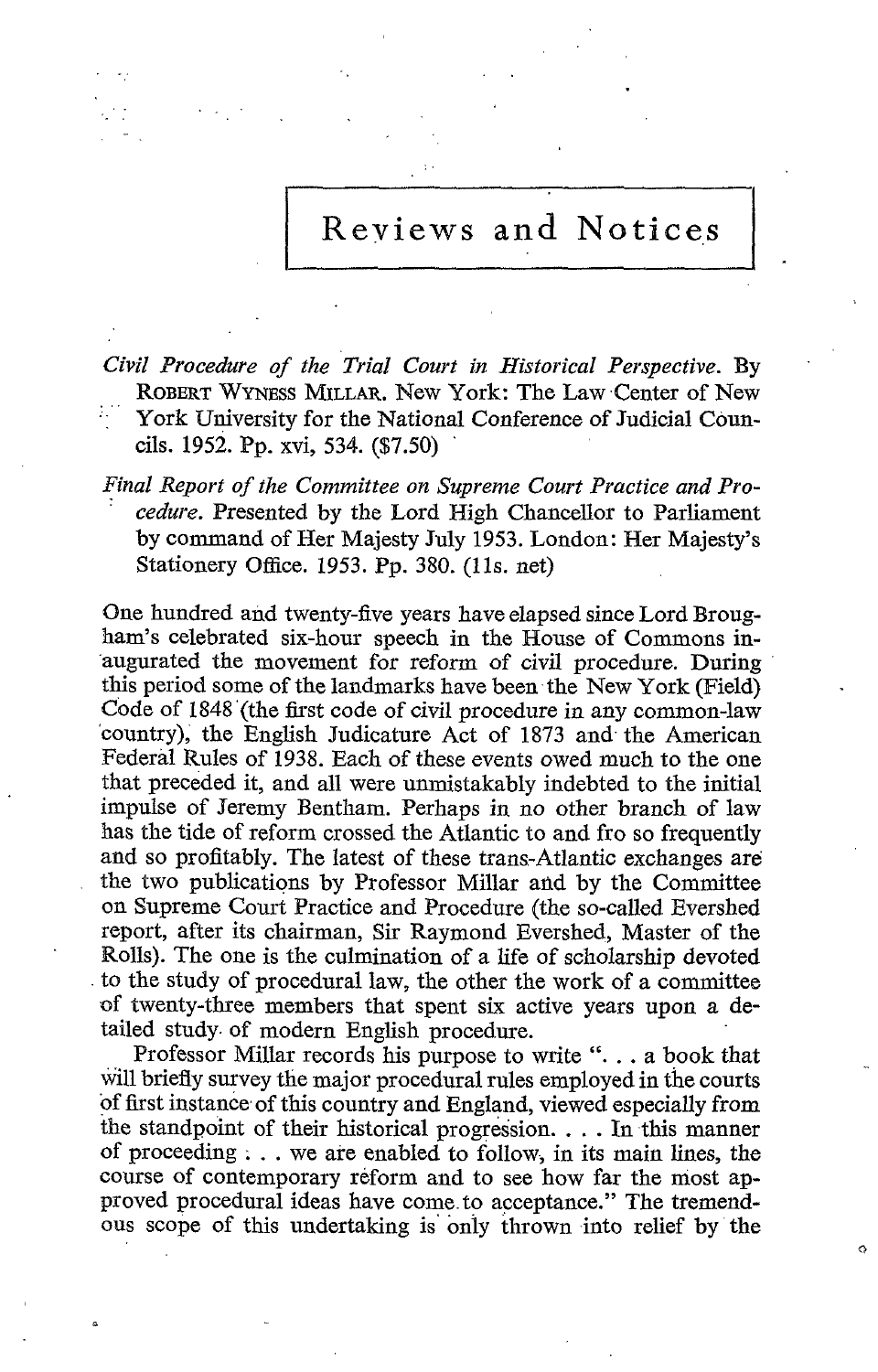# Reviews and Notices

*Civil Procedure of the Trial Court in Historical Perspective*. By ROBERT WYNESS MILLAR. New York: The Law Center of New York University for the National Conference of Judicial Councils. 1952. Pp. xvi, 534. ($7.50)

*Final Report of the Committee on Supreme Court Practice and Procedure*. Presented by the Lord High Chancellor to Parliament by command of Her Majesty July 1953. London: Her Majesty's Stationery Office. 1953. Pp. 380. (11s. net)

One hundred and twenty-five years have elapsed since Lord Brougham's celebrated six-hour speech in the House of Commons inaugurated the movement for reform of civil procedure. During this period some of the landmarks have been the New York (Field) Code of 1848 (the first code of civil procedure in any common-law country), the English Judicature Act of 1873 and the American Federal Rules of 1938. Each of these events owed much to the one that preceded it, and all were unmistakably indebted to the initial impulse of Jeremy Bentham. Perhaps in no other branch of law has the tide of reform crossed the Atlantic to and fro so frequently and so profitably. The latest of these trans-Atlantic exchanges are the two publications by Professor Millar and by the Committee on Supreme Court Practice and Procedure (the so-called Evershed report, after its chairman, Sir Raymond Evershed, Master of the Rolls). The one is the culmination of a life of scholarship devoted to the study of procedural law, the other the work of a committee of twenty-three members that spent six active years upon a detailed study of modern English procedure.

Professor Millar records his purpose to write ". . . a book that will briefly survey the major procedural rules employed in the courts of first instance of this country and England, viewed especially from the standpoint of their historical progression. . . . In this manner of proceeding . . . we are enabled to follow, in its main lines, the course of contemporary reform and to see how far the most approved procedural ideas have come to acceptance." The tremendous scope of this undertaking is only thrown into relief by the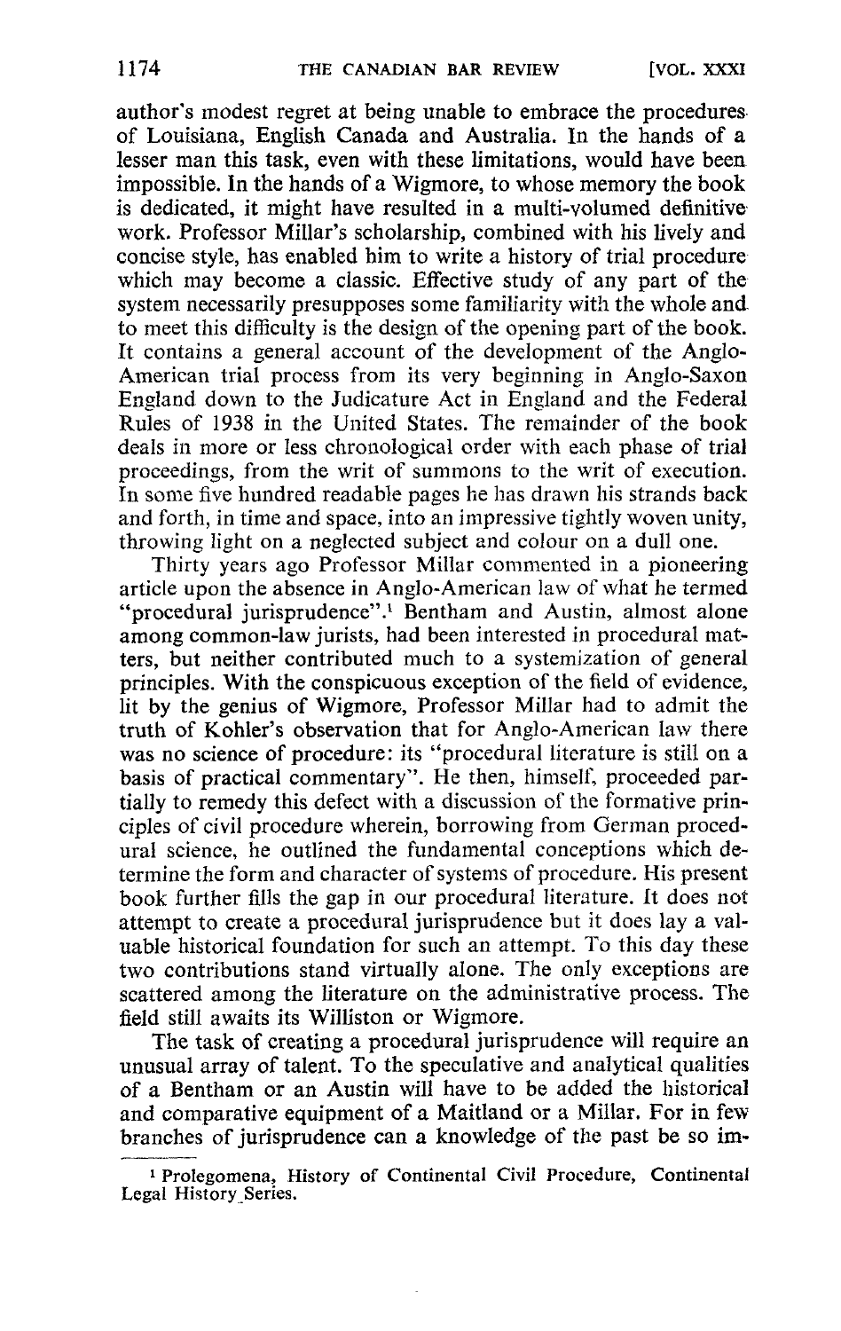author's modest regret at being unable to embrace the procedures of Louisiana, English Canada and Australia. In the hands of a lesser man this task, even with these limitations, would have been impossible. In the hands of a Wigmore, to whose memory the book is dedicated, it might have resulted in a multi-volumed definitive work. Professor Millar's scholarship, combined with his lively and concise style, has enabled him to write a history of trial procedure which may become a classic. Effective study of any part of the system necessarily presupposes some familiarity with the whole and to meet this difficulty is the design of the opening part of the book. It contains a general account of the development of the Anglo-American trial process from its very beginning in Anglo-Saxon England down to the Judicature Act in England and the Federal Rules of 1938 in the United States. The remainder of the book deals in more or less chronological order with each phase of trial proceedings, from the writ of summons to the writ of execution. In some five hundred readable pages he has drawn his strands back and forth, in time and space, into an impressive tightly woven unity, throwing light on a neglected subject and colour on a dull one.

Thirty years ago Professor Millar commented in a pioneering article upon the absence in Anglo-American law of what he termed "procedural jurisprudence".[1] Bentham and Austin, almost alone among common-law jurists, had been interested in procedural matters, but neither contributed much to a systemization of general principles. With the conspicuous exception of the field of evidence, lit by the genius of Wigmore, Professor Millar had to admit the truth of Kohler's observation that for Anglo-American law there was no science of procedure: its "procedural literature is still on a basis of practical commentary". He then, himself, proceeded partially to remedy this defect with a discussion of the formative principles of civil procedure wherein, borrowing from German procedural science, he outlined the fundamental conceptions which determine the form and character of systems of procedure. His present book further fills the gap in our procedural literature. It does not attempt to create a procedural jurisprudence but it does lay a valuable historical foundation for such an attempt. To this day these two contributions stand virtually alone. The only exceptions are scattered among the literature on the administrative process. The field still awaits its Williston or Wigmore.

The task of creating a procedural jurisprudence will require an unusual array of talent. To the speculative and analytical qualities of a Bentham or an Austin will have to be added the historical and comparative equipment of a Maitland or a Millar. For in few branches of jurisprudence can a knowledge of the past be so im-

---

[1] Prolegomena, History of Continental Civil Procedure, Continental Legal History Series.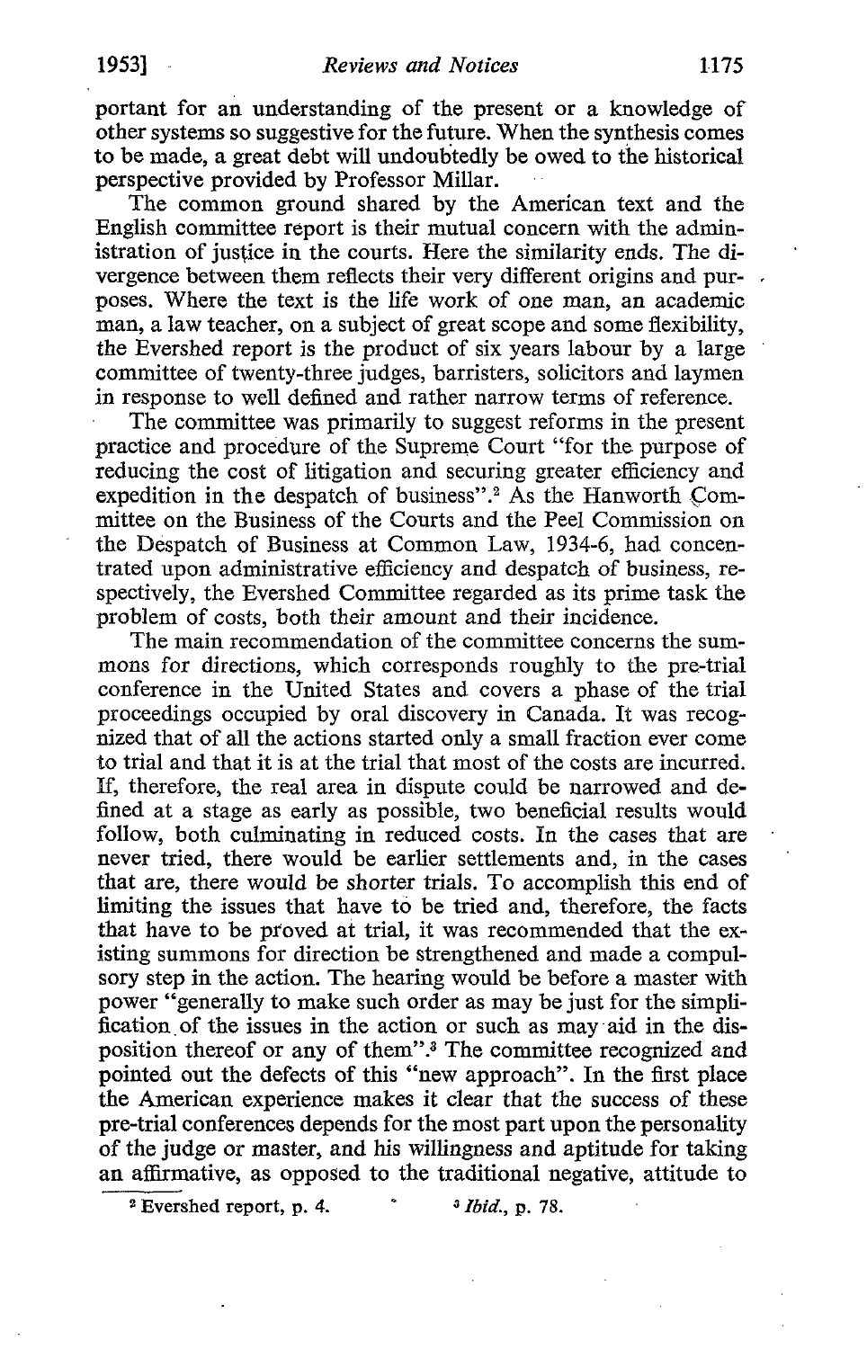portant for an understanding of the present or a knowledge of other systems so suggestive for the future. When the synthesis comes to be made, a great debt will undoubtedly be owed to the historical perspective provided by Professor Millar.

The common ground shared by the American text and the English committee report is their mutual concern with the administration of justice in the courts. Here the similarity ends. The divergence between them reflects their very different origins and purposes. Where the text is the life work of one man, an academic man, a law teacher, on a subject of great scope and some flexibility, the Evershed report is the product of six years labour by a large committee of twenty-three judges, barristers, solicitors and laymen in response to well defined and rather narrow terms of reference.

The committee was primarily to suggest reforms in the present practice and procedure of the Supreme Court "for the purpose of reducing the cost of litigation and securing greater efficiency and expedition in the despatch of business".[2] As the Hanworth Committee on the Business of the Courts and the Peel Commission on the Despatch of Business at Common Law, 1934-6, had concentrated upon administrative efficiency and despatch of business, respectively, the Evershed Committee regarded as its prime task the problem of costs, both their amount and their incidence.

The main recommendation of the committee concerns the summons for directions, which corresponds roughly to the pre-trial conference in the United States and covers a phase of the trial proceedings occupied by oral discovery in Canada. It was recognized that of all the actions started only a small fraction ever come to trial and that it is at the trial that most of the costs are incurred. If, therefore, the real area in dispute could be narrowed and defined at a stage as early as possible, two beneficial results would follow, both culminating in reduced costs. In the cases that are never tried, there would be earlier settlements and, in the cases that are, there would be shorter trials. To accomplish this end of limiting the issues that have to be tried and, therefore, the facts that have to be proved at trial, it was recommended that the existing summons for direction be strengthened and made a compulsory step in the action. The hearing would be before a master with power "generally to make such order as may be just for the simplification of the issues in the action or such as may aid in the disposition thereof or any of them".[3] The committee recognized and pointed out the defects of this "new approach". In the first place the American experience makes it clear that the success of these pre-trial conferences depends for the most part upon the personality of the judge or master, and his willingness and aptitude for taking an affirmative, as opposed to the traditional negative, attitude to

[2] Evershed report, p. 4. [3] *Ibid.*, p. 78.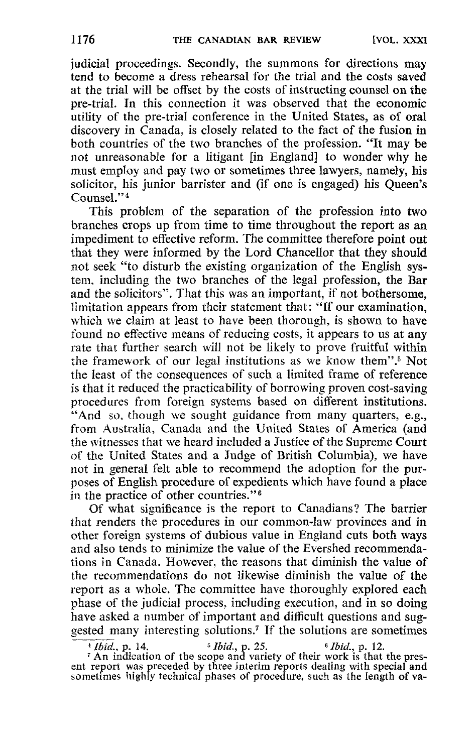judicial proceedings. Secondly, the summons for directions may tend to become a dress rehearsal for the trial and the costs saved at the trial will be offset by the costs of instructing counsel on the pre-trial. In this connection it was observed that the economic utility of the pre-trial conference in the United States, as of oral discovery in Canada, is closely related to the fact of the fusion in both countries of the two branches of the profession. "It may be not unreasonable for a litigant [in England] to wonder why he must employ and pay two or sometimes three lawyers, namely, his solicitor, his junior barrister and (if one is engaged) his Queen's Counsel."[4]

This problem of the separation of the profession into two branches crops up from time to time throughout the report as an impediment to effective reform. The committee therefore point out that they were informed by the Lord Chancellor that they should not seek "to disturb the existing organization of the English system, including the two branches of the legal profession, the Bar and the solicitors". That this was an important, if not bothersome, limitation appears from their statement that: "If our examination, which we claim at least to have been thorough, is shown to have found no effective means of reducing costs, it appears to us at any rate that further search will not be likely to prove fruitful within the framework of our legal institutions as we know them".[5] Not the least of the consequences of such a limited frame of reference is that it reduced the practicability of borrowing proven cost-saving procedures from foreign systems based on different institutions. "And so, though we sought guidance from many quarters, e.g., from Australia, Canada and the United States of America (and the witnesses that we heard included a Justice of the Supreme Court of the United States and a Judge of British Columbia), we have not in general felt able to recommend the adoption for the purposes of English procedure of expedients which have found a place in the practice of other countries."[6]

Of what significance is the report to Canadians? The barrier that renders the procedures in our common-law provinces and in other foreign systems of dubious value in England cuts both ways and also tends to minimize the value of the Evershed recommendations in Canada. However, the reasons that diminish the value of the recommendations do not likewise diminish the value of the report as a whole. The committee have thoroughly explored each phase of the judicial process, including execution, and in so doing have asked a number of important and difficult questions and suggested many interesting solutions.[7] If the solutions are sometimes

[4] *Ibid.*, p. 14. [5] *Ibid.*, p. 25. [6] *Ibid.*, p. 12.

[7] An indication of the scope and variety of their work is that the present report was preceded by three interim reports dealing with special and sometimes highly technical phases of procedure, such as the length of va-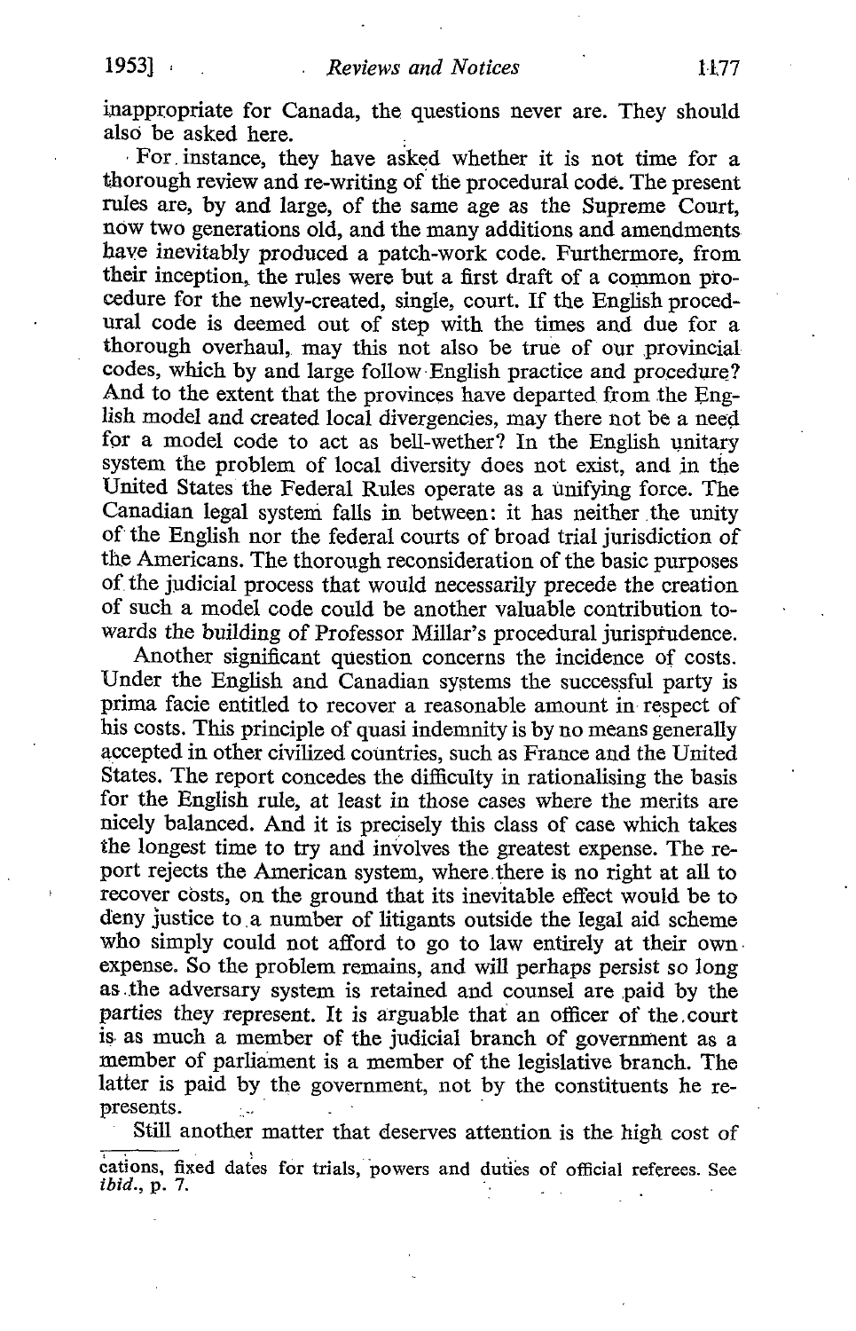inappropriate for Canada, the questions never are. They should also be asked here.

For instance, they have asked whether it is not time for a thorough review and re-writing of the procedural code. The present rules are, by and large, of the same age as the Supreme Court, now two generations old, and the many additions and amendments have inevitably produced a patch-work code. Furthermore, from their inception, the rules were but a first draft of a common procedure for the newly-created, single, court. If the English procedural code is deemed out of step with the times and due for a thorough overhaul, may this not also be true of our provincial codes, which by and large follow English practice and procedure? And to the extent that the provinces have departed from the English model and created local divergencies, may there not be a need for a model code to act as bell-wether? In the English unitary system the problem of local diversity does not exist, and in the United States the Federal Rules operate as a unifying force. The Canadian legal system falls in between: it has neither the unity of the English nor the federal courts of broad trial jurisdiction of the Americans. The thorough reconsideration of the basic purposes of the judicial process that would necessarily precede the creation of such a model code could be another valuable contribution towards the building of Professor Millar's procedural jurisprudence.

Another significant question concerns the incidence of costs. Under the English and Canadian systems the successful party is prima facie entitled to recover a reasonable amount in respect of his costs. This principle of quasi indemnity is by no means generally accepted in other civilized countries, such as France and the United States. The report concedes the difficulty in rationalising the basis for the English rule, at least in those cases where the merits are nicely balanced. And it is precisely this class of case which takes the longest time to try and involves the greatest expense. The report rejects the American system, where there is no right at all to recover costs, on the ground that its inevitable effect would be to deny justice to a number of litigants outside the legal aid scheme who simply could not afford to go to law entirely at their own expense. So the problem remains, and will perhaps persist so long as the adversary system is retained and counsel are paid by the parties they represent. It is arguable that an officer of the court is as much a member of the judicial branch of government as a member of parliament is a member of the legislative branch. The latter is paid by the government, not by the constituents he represents.

Still another matter that deserves attention is the high cost of

---

cations, fixed dates for trials, powers and duties of official referees. See *ibid.*, p. 7.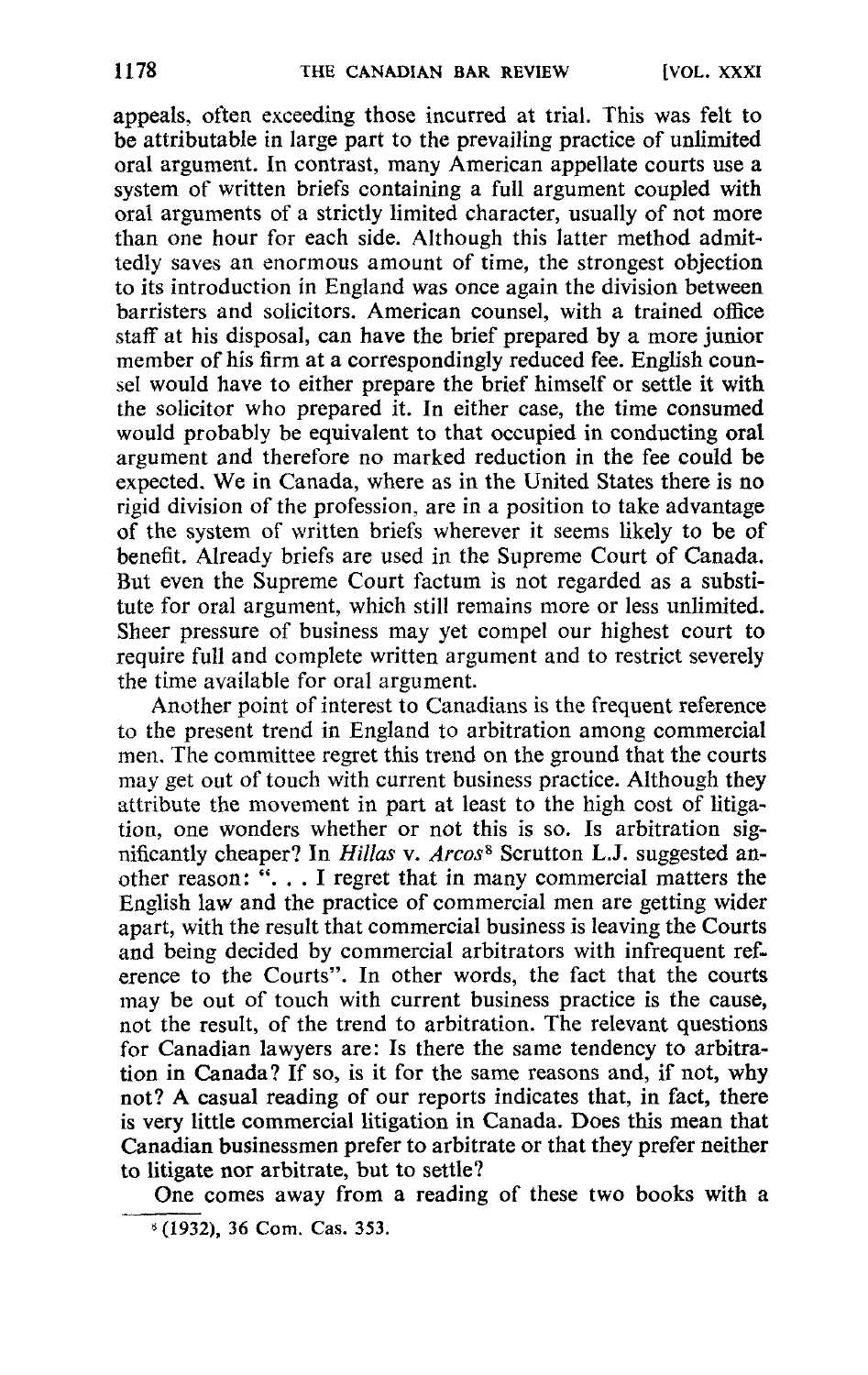appeals, often exceeding those incurred at trial. This was felt to be attributable in large part to the prevailing practice of unlimited oral argument. In contrast, many American appellate courts use a system of written briefs containing a full argument coupled with oral arguments of a strictly limited character, usually of not more than one hour for each side. Although this latter method admittedly saves an enormous amount of time, the strongest objection to its introduction in England was once again the division between barristers and solicitors. American counsel, with a trained office staff at his disposal, can have the brief prepared by a more junior member of his firm at a correspondingly reduced fee. English counsel would have to either prepare the brief himself or settle it with the solicitor who prepared it. In either case, the time consumed would probably be equivalent to that occupied in conducting oral argument and therefore no marked reduction in the fee could be expected. We in Canada, where as in the United States there is no rigid division of the profession, are in a position to take advantage of the system of written briefs wherever it seems likely to be of benefit. Already briefs are used in the Supreme Court of Canada. But even the Supreme Court factum is not regarded as a substitute for oral argument, which still remains more or less unlimited. Sheer pressure of business may yet compel our highest court to require full and complete written argument and to restrict severely the time available for oral argument.

Another point of interest to Canadians is the frequent reference to the present trend in England to arbitration among commercial men. The committee regret this trend on the ground that the courts may get out of touch with current business practice. Although they attribute the movement in part at least to the high cost of litigation, one wonders whether or not this is so. Is arbitration significantly cheaper? In *Hillas* v. *Arcos*[8] Scrutton L.J. suggested another reason: ". . . I regret that in many commercial matters the English law and the practice of commercial men are getting wider apart, with the result that commercial business is leaving the Courts and being decided by commercial arbitrators with infrequent reference to the Courts". In other words, the fact that the courts may be out of touch with current business practice is the cause, not the result, of the trend to arbitration. The relevant questions for Canadian lawyers are: Is there the same tendency to arbitration in Canada? If so, is it for the same reasons and, if not, why not? A casual reading of our reports indicates that, in fact, there is very little commercial litigation in Canada. Does this mean that Canadian businessmen prefer to arbitrate or that they prefer neither to litigate nor arbitrate, but to settle?

One comes away from a reading of these two books with a

[8] (1932), 36 Com. Cas. 353.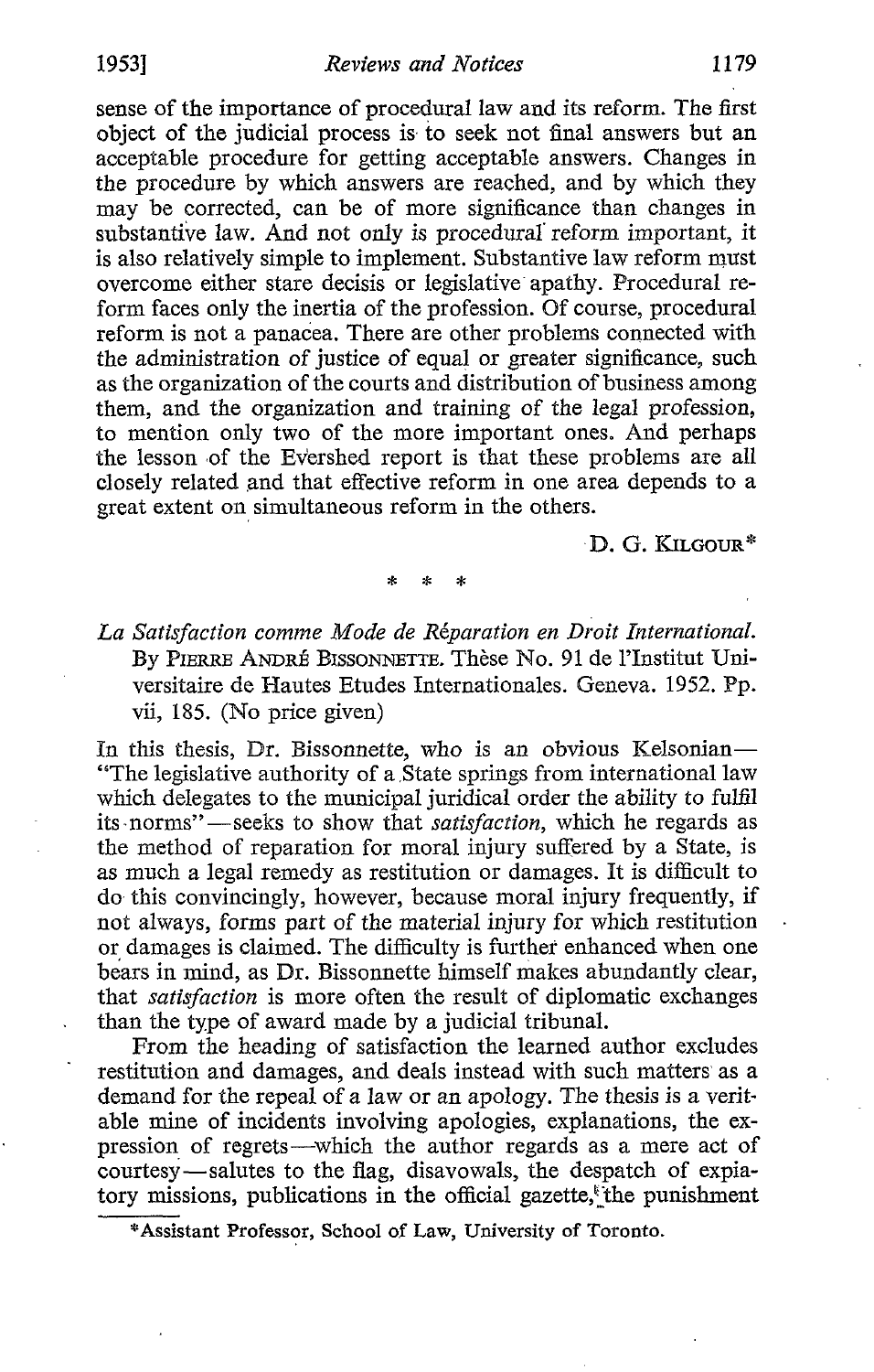sense of the importance of procedural law and its reform. The first object of the judicial process is to seek not final answers but an acceptable procedure for getting acceptable answers. Changes in the procedure by which answers are reached, and by which they may be corrected, can be of more significance than changes in substantive law. And not only is procedural reform important, it is also relatively simple to implement. Substantive law reform must overcome either stare decisis or legislative apathy. Procedural reform faces only the inertia of the profession. Of course, procedural reform is not a panacea. There are other problems connected with the administration of justice of equal or greater significance, such as the organization of the courts and distribution of business among them, and the organization and training of the legal profession, to mention only two of the more important ones. And perhaps the lesson of the Evershed report is that these problems are all closely related and that effective reform in one area depends to a great extent on simultaneous reform in the others.

D. G. KILGOUR*

\* \* \*

*La Satisfaction comme Mode de Réparation en Droit International.* By PIERRE ANDRÉ BISSONNETTE. Thèse No. 91 de l'Institut Universitaire de Hautes Etudes Internationales. Geneva. 1952. Pp. vii, 185. (No price given)

In this thesis, Dr. Bissonnette, who is an obvious Kelsonian—"The legislative authority of a State springs from international law which delegates to the municipal juridical order the ability to fulfil its norms"—seeks to show that *satisfaction*, which he regards as the method of reparation for moral injury suffered by a State, is as much a legal remedy as restitution or damages. It is difficult to do this convincingly, however, because moral injury frequently, if not always, forms part of the material injury for which restitution or damages is claimed. The difficulty is further enhanced when one bears in mind, as Dr. Bissonnette himself makes abundantly clear, that *satisfaction* is more often the result of diplomatic exchanges than the type of award made by a judicial tribunal.

From the heading of satisfaction the learned author excludes restitution and damages, and deals instead with such matters as a demand for the repeal of a law or an apology. The thesis is a veritable mine of incidents involving apologies, explanations, the expression of regrets—which the author regards as a mere act of courtesy—salutes to the flag, disavowals, the despatch of expiatory missions, publications in the official gazette, the punishment

\*Assistant Professor, School of Law, University of Toronto.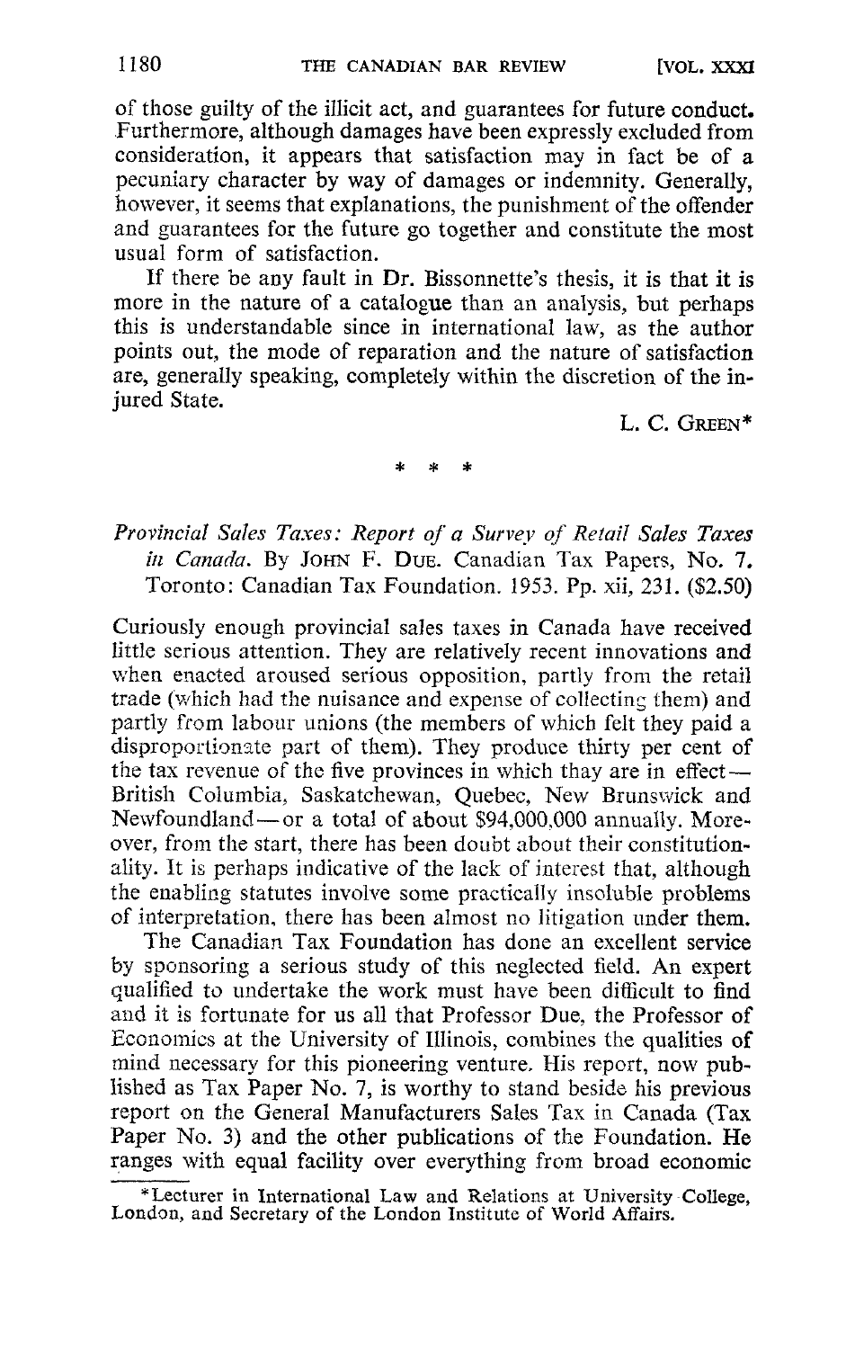of those guilty of the illicit act, and guarantees for future conduct. Furthermore, although damages have been expressly excluded from consideration, it appears that satisfaction may in fact be of a pecuniary character by way of damages or indemnity. Generally, however, it seems that explanations, the punishment of the offender and guarantees for the future go together and constitute the most usual form of satisfaction.

If there be any fault in Dr. Bissonnette's thesis, it is that it is more in the nature of a catalogue than an analysis, but perhaps this is understandable since in international law, as the author points out, the mode of reparation and the nature of satisfaction are, generally speaking, completely within the discretion of the injured State.

L. C. GREEN*

\* \* \*

*Provincial Sales Taxes: Report of a Survey of Retail Sales Taxes in Canada.* By JOHN F. DUE. Canadian Tax Papers, No. 7. Toronto: Canadian Tax Foundation. 1953. Pp. xii, 231. ($2.50)

Curiously enough provincial sales taxes in Canada have received little serious attention. They are relatively recent innovations and when enacted aroused serious opposition, partly from the retail trade (which had the nuisance and expense of collecting them) and partly from labour unions (the members of which felt they paid a disproportionate part of them). They produce thirty per cent of the tax revenue of the five provinces in which thay are in effect—British Columbia, Saskatchewan, Quebec, New Brunswick and Newfoundland—or a total of about $94,000,000 annually. Moreover, from the start, there has been doubt about their constitutionality. It is perhaps indicative of the lack of interest that, although the enabling statutes involve some practically insoluble problems of interpretation, there has been almost no litigation under them.

The Canadian Tax Foundation has done an excellent service by sponsoring a serious study of this neglected field. An expert qualified to undertake the work must have been difficult to find and it is fortunate for us all that Professor Due, the Professor of Economics at the University of Illinois, combines the qualities of mind necessary for this pioneering venture. His report, now published as Tax Paper No. 7, is worthy to stand beside his previous report on the General Manufacturers Sales Tax in Canada (Tax Paper No. 3) and the other publications of the Foundation. He ranges with equal facility over everything from broad economic

*Lecturer in International Law and Relations at University College, London, and Secretary of the London Institute of World Affairs.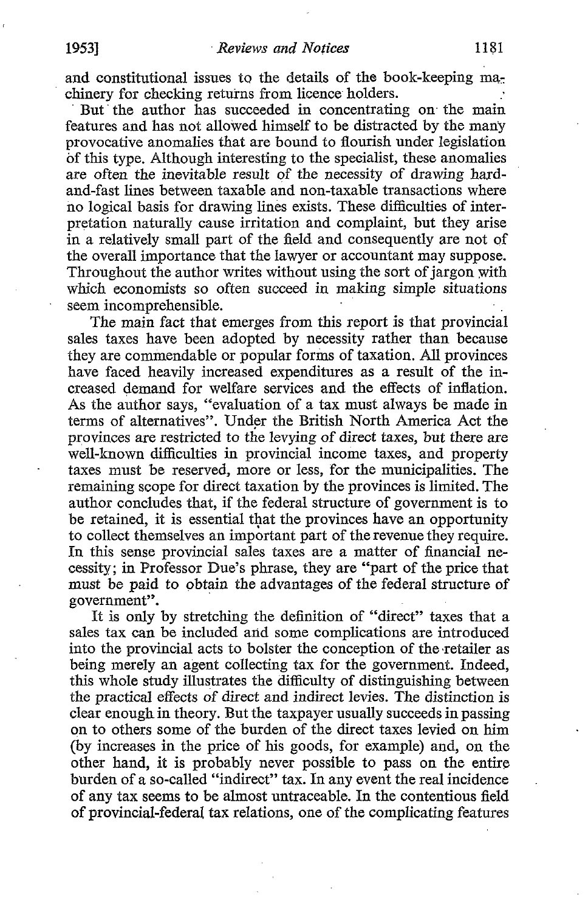and constitutional issues to the details of the book-keeping machinery for checking returns from licence holders.

But the author has succeeded in concentrating on the main features and has not allowed himself to be distracted by the many provocative anomalies that are bound to flourish under legislation of this type. Although interesting to the specialist, these anomalies are often the inevitable result of the necessity of drawing hard-and-fast lines between taxable and non-taxable transactions where no logical basis for drawing lines exists. These difficulties of interpretation naturally cause irritation and complaint, but they arise in a relatively small part of the field and consequently are not of the overall importance that the lawyer or accountant may suppose. Throughout the author writes without using the sort of jargon with which economists so often succeed in making simple situations seem incomprehensible.

The main fact that emerges from this report is that provincial sales taxes have been adopted by necessity rather than because they are commendable or popular forms of taxation. All provinces have faced heavily increased expenditures as a result of the increased demand for welfare services and the effects of inflation. As the author says, "evaluation of a tax must always be made in terms of alternatives". Under the British North America Act the provinces are restricted to the levying of direct taxes, but there are well-known difficulties in provincial income taxes, and property taxes must be reserved, more or less, for the municipalities. The remaining scope for direct taxation by the provinces is limited. The author concludes that, if the federal structure of government is to be retained, it is essential that the provinces have an opportunity to collect themselves an important part of the revenue they require. In this sense provincial sales taxes are a matter of financial necessity; in Professor Due's phrase, they are "part of the price that must be paid to obtain the advantages of the federal structure of government".

It is only by stretching the definition of "direct" taxes that a sales tax can be included and some complications are introduced into the provincial acts to bolster the conception of the retailer as being merely an agent collecting tax for the government. Indeed, this whole study illustrates the difficulty of distinguishing between the practical effects of direct and indirect levies. The distinction is clear enough in theory. But the taxpayer usually succeeds in passing on to others some of the burden of the direct taxes levied on him (by increases in the price of his goods, for example) and, on the other hand, it is probably never possible to pass on the entire burden of a so-called "indirect" tax. In any event the real incidence of any tax seems to be almost untraceable. In the contentious field of provincial-federal tax relations, one of the complicating features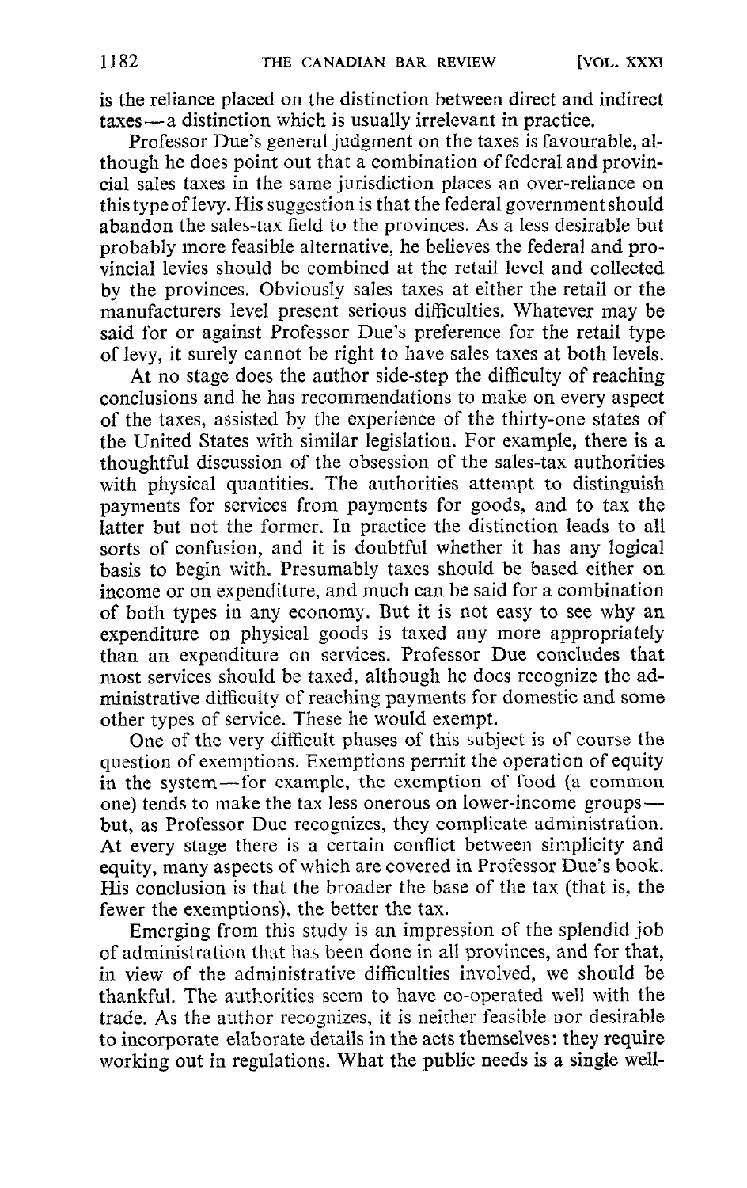is the reliance placed on the distinction between direct and indirect taxes—a distinction which is usually irrelevant in practice.

Professor Due's general judgment on the taxes is favourable, although he does point out that a combination of federal and provincial sales taxes in the same jurisdiction places an over-reliance on this type of levy. His suggestion is that the federal government should abandon the sales-tax field to the provinces. As a less desirable but probably more feasible alternative, he believes the federal and provincial levies should be combined at the retail level and collected by the provinces. Obviously sales taxes at either the retail or the manufacturers level present serious difficulties. Whatever may be said for or against Professor Due's preference for the retail type of levy, it surely cannot be right to have sales taxes at both levels.

At no stage does the author side-step the difficulty of reaching conclusions and he has recommendations to make on every aspect of the taxes, assisted by the experience of the thirty-one states of the United States with similar legislation. For example, there is a thoughtful discussion of the obsession of the sales-tax authorities with physical quantities. The authorities attempt to distinguish payments for services from payments for goods, and to tax the latter but not the former. In practice the distinction leads to all sorts of confusion, and it is doubtful whether it has any logical basis to begin with. Presumably taxes should be based either on income or on expenditure, and much can be said for a combination of both types in any economy. But it is not easy to see why an expenditure on physical goods is taxed any more appropriately than an expenditure on services. Professor Due concludes that most services should be taxed, although he does recognize the administrative difficulty of reaching payments for domestic and some other types of service. These he would exempt.

One of the very difficult phases of this subject is of course the question of exemptions. Exemptions permit the operation of equity in the system—for example, the exemption of food (a common one) tends to make the tax less onerous on lower-income groups—but, as Professor Due recognizes, they complicate administration. At every stage there is a certain conflict between simplicity and equity, many aspects of which are covered in Professor Due's book. His conclusion is that the broader the base of the tax (that is, the fewer the exemptions), the better the tax.

Emerging from this study is an impression of the splendid job of administration that has been done in all provinces, and for that, in view of the administrative difficulties involved, we should be thankful. The authorities seem to have co-operated well with the trade. As the author recognizes, it is neither feasible nor desirable to incorporate elaborate details in the acts themselves: they require working out in regulations. What the public needs is a single well-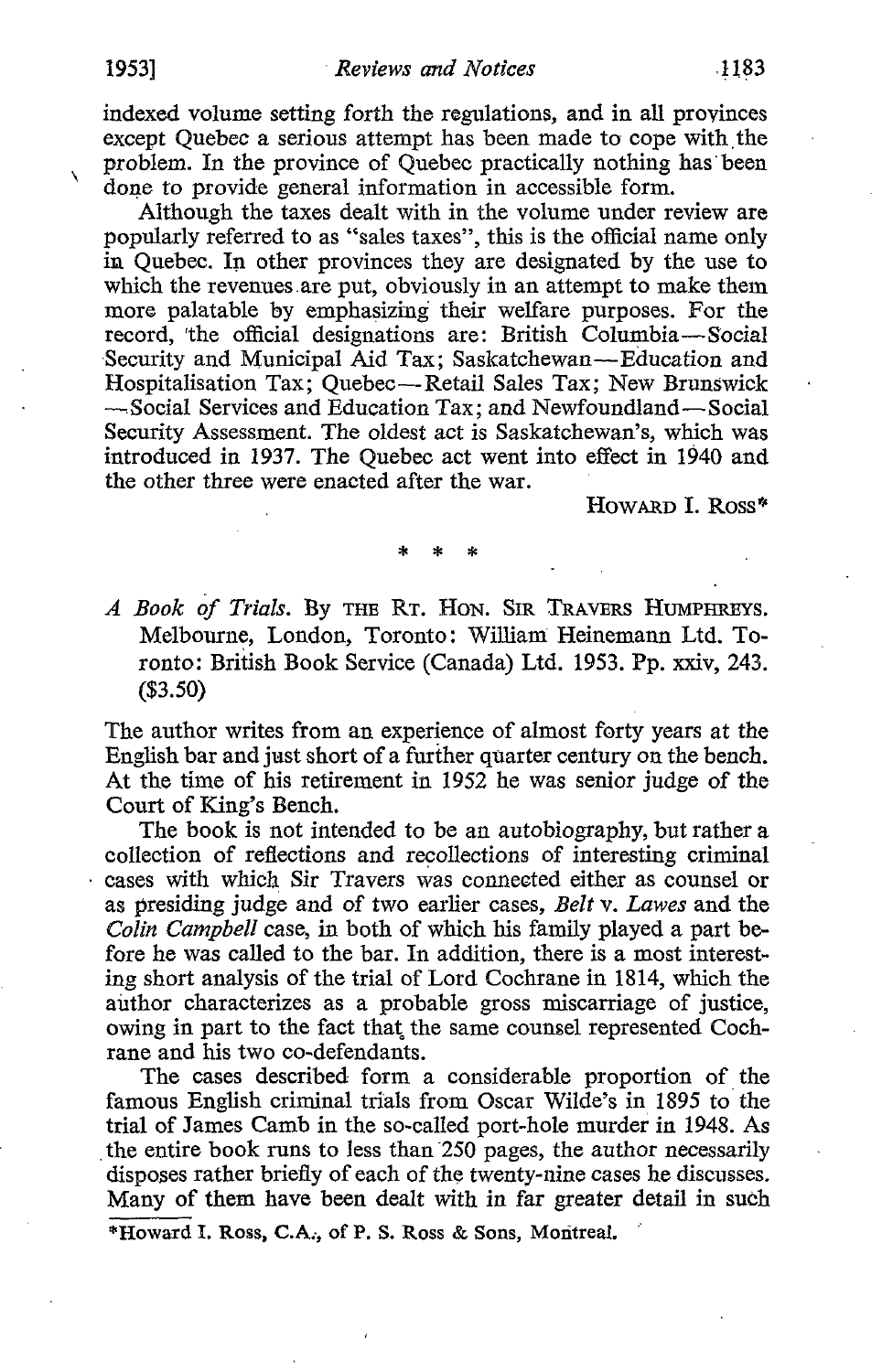indexed volume setting forth the regulations, and in all provinces except Quebec a serious attempt has been made to cope with the problem. In the province of Quebec practically nothing has been done to provide general information in accessible form.

Although the taxes dealt with in the volume under review are popularly referred to as "sales taxes", this is the official name only in Quebec. In other provinces they are designated by the use to which the revenues are put, obviously in an attempt to make them more palatable by emphasizing their welfare purposes. For the record, the official designations are: British Columbia—Social Security and Municipal Aid Tax; Saskatchewan—Education and Hospitalisation Tax; Quebec—Retail Sales Tax; New Brunswick—Social Services and Education Tax; and Newfoundland—Social Security Assessment. The oldest act is Saskatchewan's, which was introduced in 1937. The Quebec act went into effect in 1940 and the other three were enacted after the war.

HOWARD I. ROSS*

\* \* \*

*A Book of Trials.* By THE RT. HON. SIR TRAVERS HUMPHREYS. Melbourne, London, Toronto: William Heinemann Ltd. Toronto: British Book Service (Canada) Ltd. 1953. Pp. xxiv, 243. ($3.50)

The author writes from an experience of almost forty years at the English bar and just short of a further quarter century on the bench. At the time of his retirement in 1952 he was senior judge of the Court of King's Bench.

The book is not intended to be an autobiography, but rather a collection of reflections and recollections of interesting criminal cases with which Sir Travers was connected either as counsel or as presiding judge and of two earlier cases, *Belt* v. *Lawes* and the *Colin Campbell* case, in both of which his family played a part before he was called to the bar. In addition, there is a most interesting short analysis of the trial of Lord Cochrane in 1814, which the author characterizes as a probable gross miscarriage of justice, owing in part to the fact that the same counsel represented Cochrane and his two co-defendants.

The cases described form a considerable proportion of the famous English criminal trials from Oscar Wilde's in 1895 to the trial of James Camb in the so-called port-hole murder in 1948. As the entire book runs to less than 250 pages, the author necessarily disposes rather briefly of each of the twenty-nine cases he discusses. Many of them have been dealt with in far greater detail in such

*Howard I. Ross, C.A., of P. S. Ross & Sons, Montreal.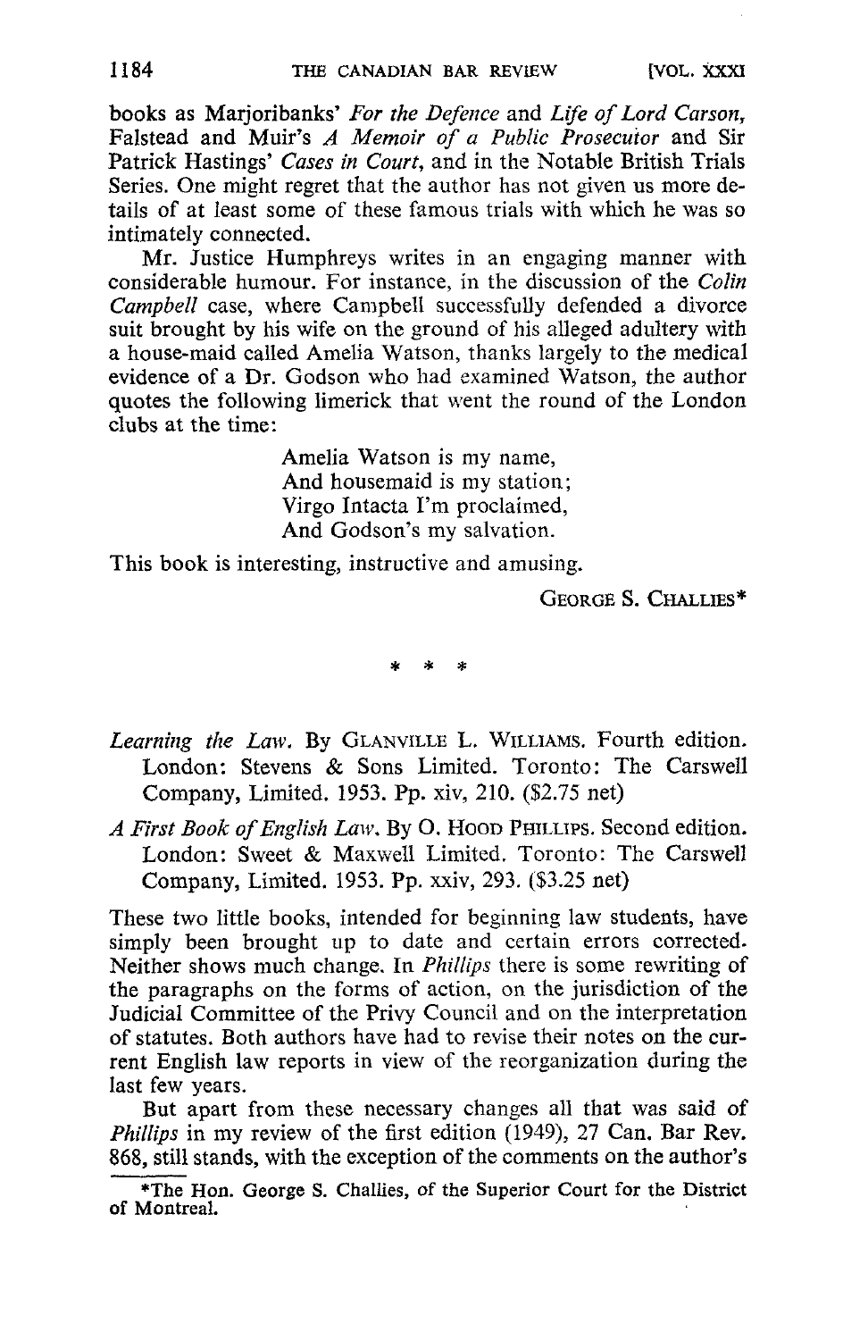books as Marjoribanks' *For the Defence* and *Life of Lord Carson*, Falstead and Muir's *A Memoir of a Public Prosecutor* and Sir Patrick Hastings' *Cases in Court*, and in the Notable British Trials Series. One might regret that the author has not given us more details of at least some of these famous trials with which he was so intimately connected.

Mr. Justice Humphreys writes in an engaging manner with considerable humour. For instance, in the discussion of the *Colin Campbell* case, where Campbell successfully defended a divorce suit brought by his wife on the ground of his alleged adultery with a house-maid called Amelia Watson, thanks largely to the medical evidence of a Dr. Godson who had examined Watson, the author quotes the following limerick that went the round of the London clubs at the time:

> Amelia Watson is my name,
> And housemaid is my station;
> Virgo Intacta I'm proclaimed,
> And Godson's my salvation.

This book is interesting, instructive and amusing.

GEORGE S. CHALLIES*

\* \* \*

*Learning the Law*. By GLANVILLE L. WILLIAMS. Fourth edition. London: Stevens & Sons Limited. Toronto: The Carswell Company, Limited. 1953. Pp. xiv, 210. ($2.75 net)

*A First Book of English Law*. By O. HOOD PHILLIPS. Second edition. London: Sweet & Maxwell Limited. Toronto: The Carswell Company, Limited. 1953. Pp. xxiv, 293. ($3.25 net)

These two little books, intended for beginning law students, have simply been brought up to date and certain errors corrected. Neither shows much change. In *Phillips* there is some rewriting of the paragraphs on the forms of action, on the jurisdiction of the Judicial Committee of the Privy Council and on the interpretation of statutes. Both authors have had to revise their notes on the current English law reports in view of the reorganization during the last few years.

But apart from these necessary changes all that was said of *Phillips* in my review of the first edition (1949), 27 Can. Bar Rev. 868, still stands, with the exception of the comments on the author's

\*The Hon. George S. Challies, of the Superior Court for the District of Montreal.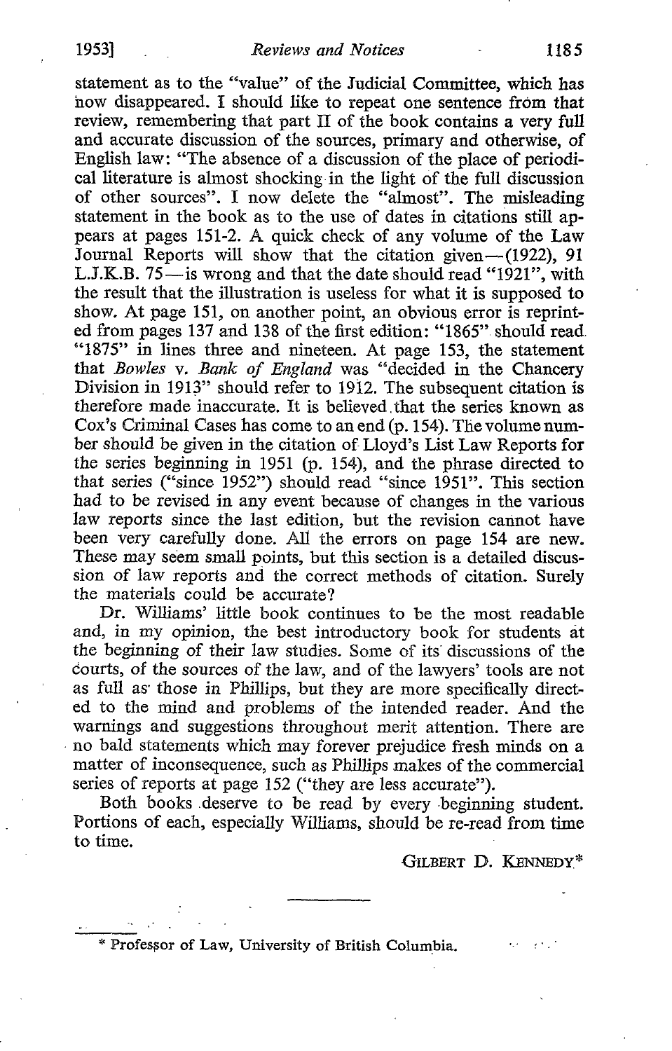statement as to the "value" of the Judicial Committee, which has now disappeared. I should like to repeat one sentence from that review, remembering that part II of the book contains a very full and accurate discussion of the sources, primary and otherwise, of English law: "The absence of a discussion of the place of periodical literature is almost shocking in the light of the full discussion of other sources". I now delete the "almost". The misleading statement in the book as to the use of dates in citations still appears at pages 151-2. A quick check of any volume of the Law Journal Reports will show that the citation given—(1922), 91 L.J.K.B. 75—is wrong and that the date should read "1921", with the result that the illustration is useless for what it is supposed to show. At page 151, on another point, an obvious error is reprinted from pages 137 and 138 of the first edition: "1865" should read "1875" in lines three and nineteen. At page 153, the statement that *Bowles* v. *Bank of England* was "decided in the Chancery Division in 1913" should refer to 1912. The subsequent citation is therefore made inaccurate. It is believed that the series known as Cox's Criminal Cases has come to an end (p. 154). The volume number should be given in the citation of Lloyd's List Law Reports for the series beginning in 1951 (p. 154), and the phrase directed to that series ("since 1952") should read "since 1951". This section had to be revised in any event because of changes in the various law reports since the last edition, but the revision cannot have been very carefully done. All the errors on page 154 are new. These may seem small points, but this section is a detailed discussion of law reports and the correct methods of citation. Surely the materials could be accurate?

Dr. Williams' little book continues to be the most readable and, in my opinion, the best introductory book for students at the beginning of their law studies. Some of its discussions of the courts, of the sources of the law, and of the lawyers' tools are not as full as those in Phillips, but they are more specifically directed to the mind and problems of the intended reader. And the warnings and suggestions throughout merit attention. There are no bald statements which may forever prejudice fresh minds on a matter of inconsequence, such as Phillips makes of the commercial series of reports at page 152 ("they are less accurate").

Both books deserve to be read by every beginning student. Portions of each, especially Williams, should be re-read from time to time.

GILBERT D. KENNEDY*

---

\* Professor of Law, University of British Columbia.